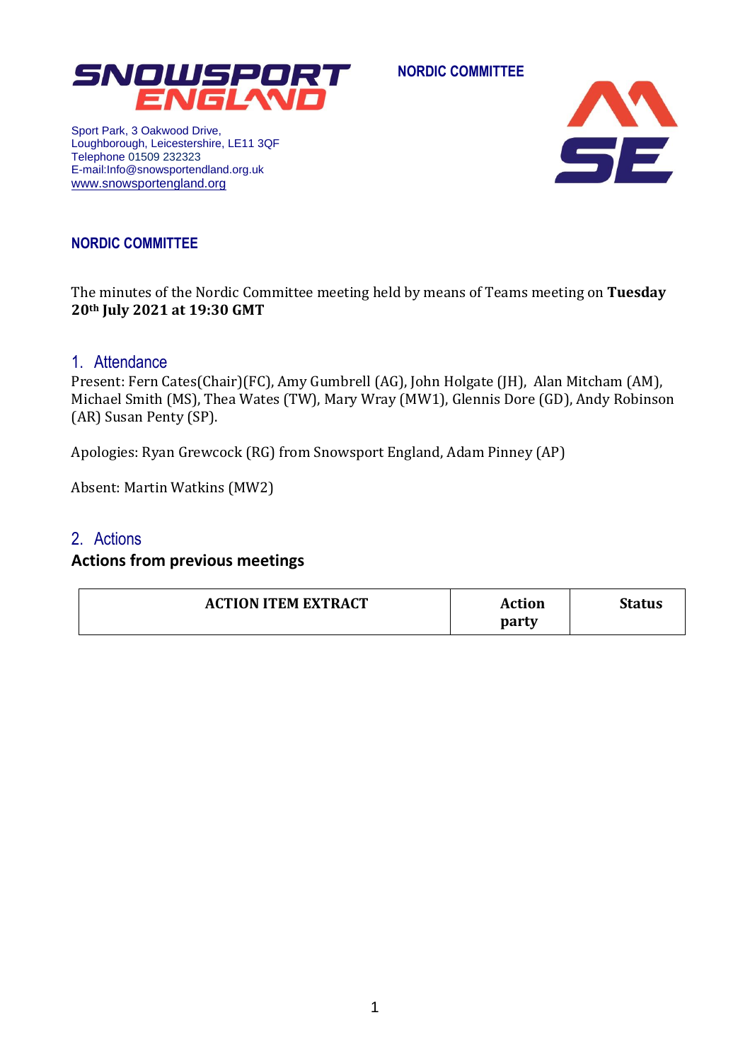SNOWSPORT ENGLAND

**NORDIC COMMITTEE**

Sport Park, 3 Oakwood Drive,
Loughborough, Leicestershire, LE11 3QF
Telephone 01509 232323
E-mail:Info@snowsportendland.org.uk
www.snowsportengland.org

## NORDIC COMMITTEE

The minutes of the Nordic Committee meeting held by means of Teams meeting on **Tuesday 20th July 2021 at 19:30 GMT**

## 1. Attendance

Present: Fern Cates(Chair)(FC), Amy Gumbrell (AG), John Holgate (JH), Alan Mitcham (AM), Michael Smith (MS), Thea Wates (TW), Mary Wray (MW1), Glennis Dore (GD), Andy Robinson (AR) Susan Penty (SP).

Apologies: Ryan Grewcock (RG) from Snowsport England, Adam Pinney (AP)

Absent: Martin Watkins (MW2)

## 2. Actions

**Actions from previous meetings**

| ACTION ITEM EXTRACT | Action party | Status |
| --- | --- | --- |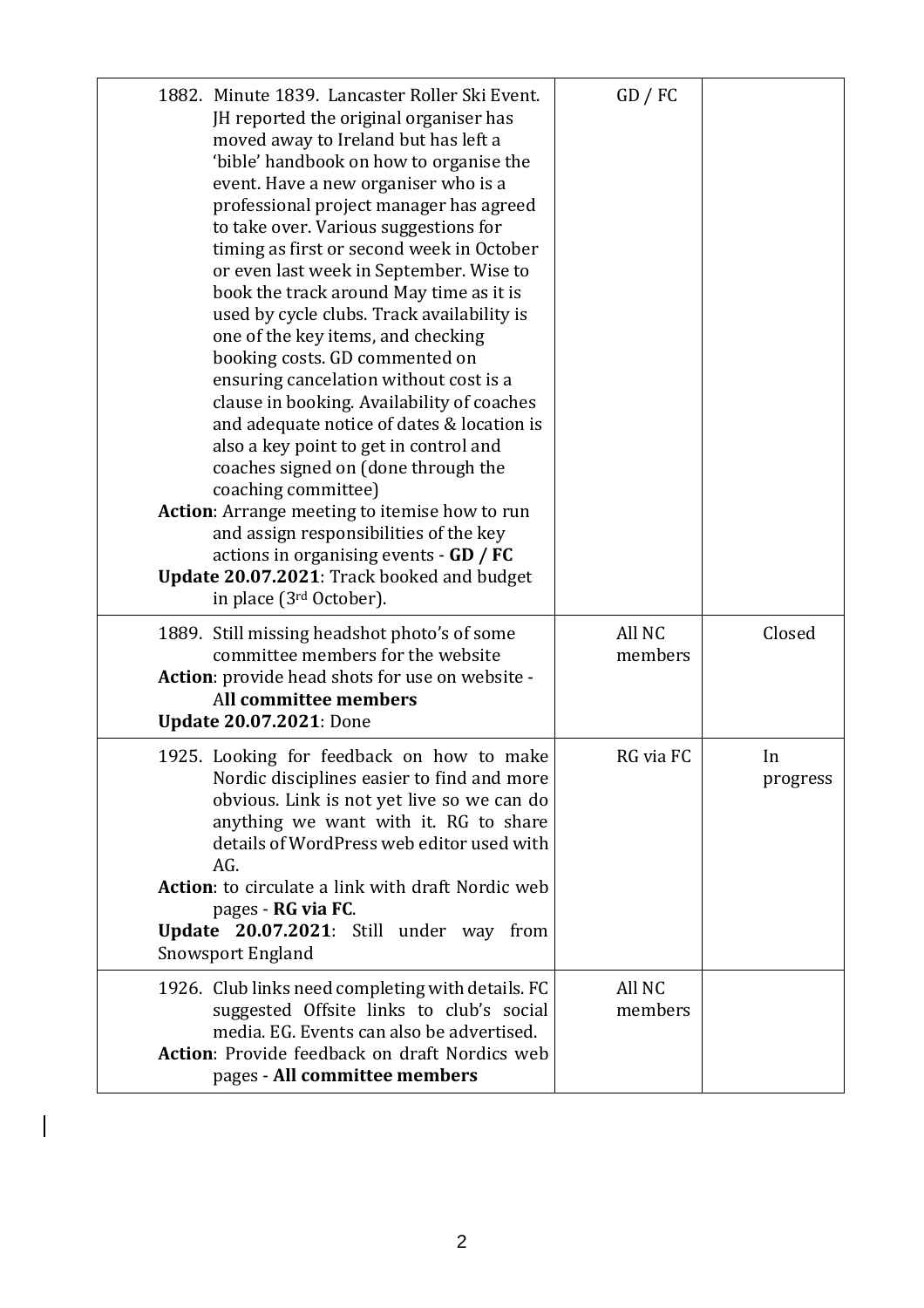| | | |
|---|---|---|
| 1882. Minute 1839. Lancaster Roller Ski Event. JH reported the original organiser has moved away to Ireland but has left a 'bible' handbook on how to organise the event. Have a new organiser who is a professional project manager has agreed to take over. Various suggestions for timing as first or second week in October or even last week in September. Wise to book the track around May time as it is used by cycle clubs. Track availability is one of the key items, and checking booking costs. GD commented on ensuring cancelation without cost is a clause in booking. Availability of coaches and adequate notice of dates & location is also a key point to get in control and coaches signed on (done through the coaching committee)<br>**Action**: Arrange meeting to itemise how to run and assign responsibilities of the key actions in organising events - **GD / FC**<br>**Update 20.07.2021**: Track booked and budget in place (3rd October). | GD / FC | |
| 1889. Still missing headshot photo's of some committee members for the website<br>**Action**: provide head shots for use on website - A**ll committee members**<br>**Update 20.07.2021**: Done | All NC members | Closed |
| 1925. Looking for feedback on how to make Nordic disciplines easier to find and more obvious. Link is not yet live so we can do anything we want with it. RG to share details of WordPress web editor used with AG.<br>**Action**: to circulate a link with draft Nordic web pages - **RG via FC**.<br>**Update 20.07.2021**: Still under way from Snowsport England | RG via FC | In progress |
| 1926. Club links need completing with details. FC suggested Offsite links to club's social media. EG. Events can also be advertised.<br>**Action**: Provide feedback on draft Nordics web pages - **All committee members** | All NC members | |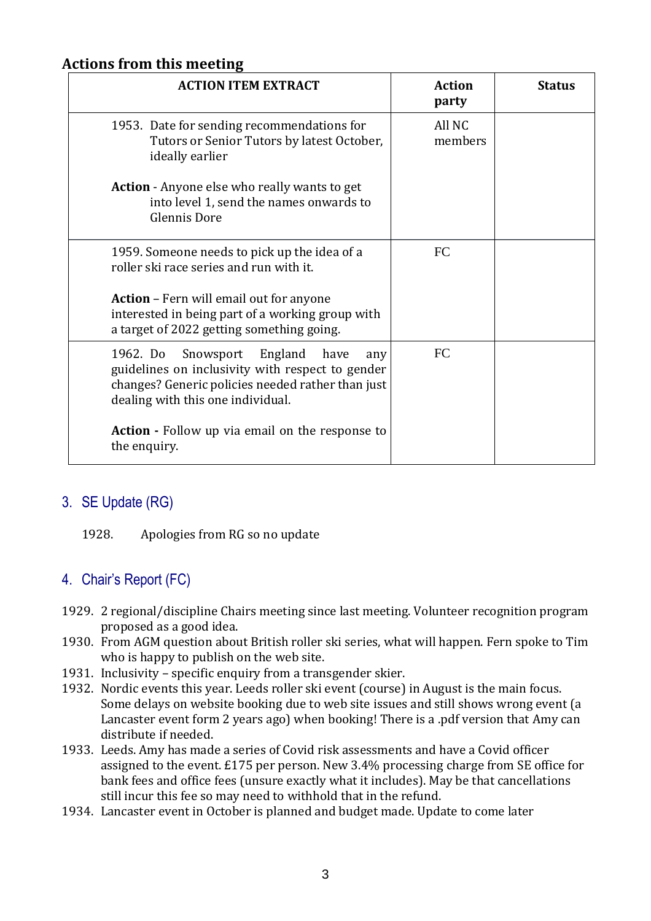## Actions from this meeting

| ACTION ITEM EXTRACT | Action party | Status |
|---|---|---|
| 1953. Date for sending recommendations for Tutors or Senior Tutors by latest October, ideally earlier<br><br>**Action** - Anyone else who really wants to get into level 1, send the names onwards to Glennis Dore | All NC members | |
| 1959. Someone needs to pick up the idea of a roller ski race series and run with it.<br><br>**Action** – Fern will email out for anyone interested in being part of a working group with a target of 2022 getting something going. | FC | |
| 1962. Do Snowsport England have any guidelines on inclusivity with respect to gender changes? Generic policies needed rather than just dealing with this one individual.<br><br>**Action -** Follow up via email on the response to the enquiry. | FC | |

## 3. SE Update (RG)

1928. Apologies from RG so no update

## 4. Chair's Report (FC)

1929. 2 regional/discipline Chairs meeting since last meeting. Volunteer recognition program proposed as a good idea.
1930. From AGM question about British roller ski series, what will happen. Fern spoke to Tim who is happy to publish on the web site.
1931. Inclusivity – specific enquiry from a transgender skier.
1932. Nordic events this year. Leeds roller ski event (course) in August is the main focus. Some delays on website booking due to web site issues and still shows wrong event (a Lancaster event form 2 years ago) when booking! There is a .pdf version that Amy can distribute if needed.
1933. Leeds. Amy has made a series of Covid risk assessments and have a Covid officer assigned to the event. £175 per person. New 3.4% processing charge from SE office for bank fees and office fees (unsure exactly what it includes). May be that cancellations still incur this fee so may need to withhold that in the refund.
1934. Lancaster event in October is planned and budget made. Update to come later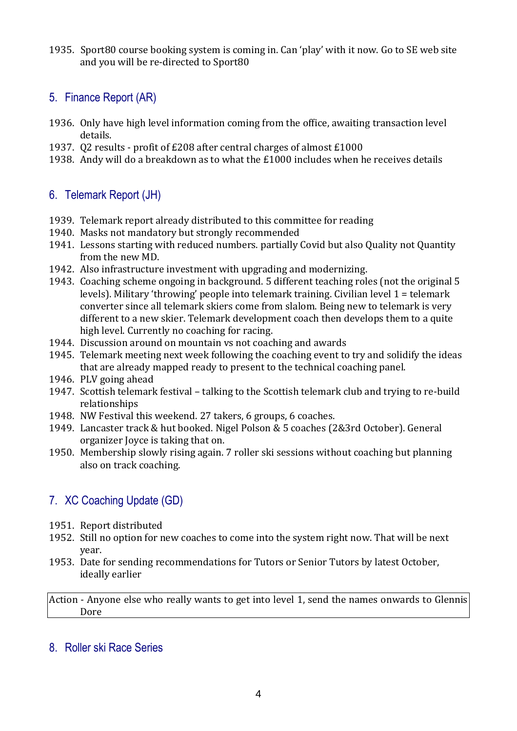1935. Sport80 course booking system is coming in. Can 'play' with it now. Go to SE web site and you will be re-directed to Sport80

## 5. Finance Report (AR)

1936. Only have high level information coming from the office, awaiting transaction level details.
1937. Q2 results - profit of £208 after central charges of almost £1000
1938. Andy will do a breakdown as to what the £1000 includes when he receives details

## 6. Telemark Report (JH)

1939. Telemark report already distributed to this committee for reading
1940. Masks not mandatory but strongly recommended
1941. Lessons starting with reduced numbers. partially Covid but also Quality not Quantity from the new MD.
1942. Also infrastructure investment with upgrading and modernizing.
1943. Coaching scheme ongoing in background. 5 different teaching roles (not the original 5 levels). Military 'throwing' people into telemark training. Civilian level 1 = telemark converter since all telemark skiers come from slalom. Being new to telemark is very different to a new skier. Telemark development coach then develops them to a quite high level. Currently no coaching for racing.
1944. Discussion around on mountain vs not coaching and awards
1945. Telemark meeting next week following the coaching event to try and solidify the ideas that are already mapped ready to present to the technical coaching panel.
1946. PLV going ahead
1947. Scottish telemark festival – talking to the Scottish telemark club and trying to re-build relationships
1948. NW Festival this weekend. 27 takers, 6 groups, 6 coaches.
1949. Lancaster track & hut booked. Nigel Polson & 5 coaches (2&3rd October). General organizer Joyce is taking that on.
1950. Membership slowly rising again. 7 roller ski sessions without coaching but planning also on track coaching.

## 7. XC Coaching Update (GD)

1951. Report distributed
1952. Still no option for new coaches to come into the system right now. That will be next year.
1953. Date for sending recommendations for Tutors or Senior Tutors by latest October, ideally earlier

| Action - Anyone else who really wants to get into level 1, send the names onwards to Glennis Dore |
|---|

## 8. Roller ski Race Series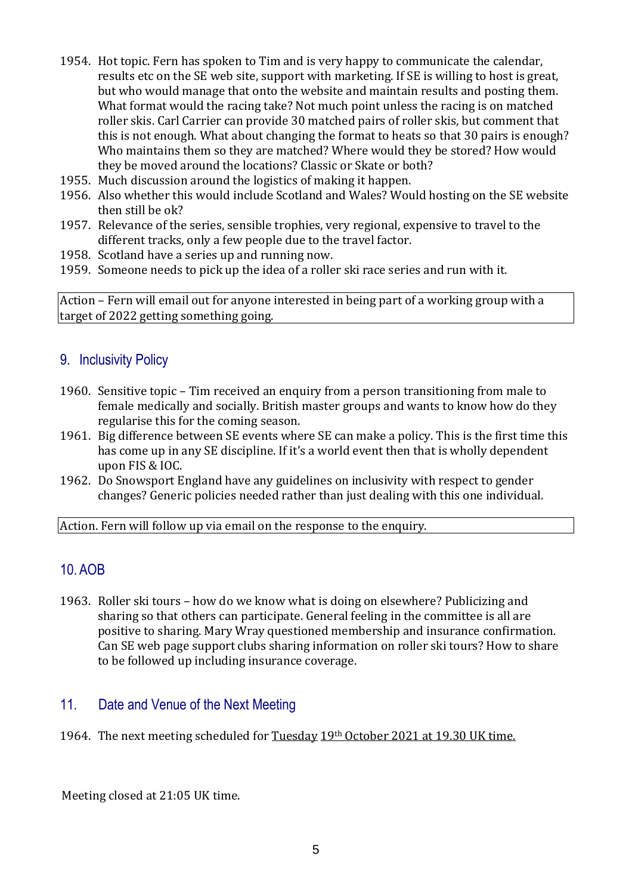1954. Hot topic. Fern has spoken to Tim and is very happy to communicate the calendar, results etc on the SE web site, support with marketing. If SE is willing to host is great, but who would manage that onto the website and maintain results and posting them. What format would the racing take? Not much point unless the racing is on matched roller skis. Carl Carrier can provide 30 matched pairs of roller skis, but comment that this is not enough. What about changing the format to heats so that 30 pairs is enough? Who maintains them so they are matched? Where would they be stored? How would they be moved around the locations? Classic or Skate or both?

1955. Much discussion around the logistics of making it happen.

1956. Also whether this would include Scotland and Wales? Would hosting on the SE website then still be ok?

1957. Relevance of the series, sensible trophies, very regional, expensive to travel to the different tracks, only a few people due to the travel factor.

1958. Scotland have a series up and running now.

1959. Someone needs to pick up the idea of a roller ski race series and run with it.

| |
|---|
| Action – Fern will email out for anyone interested in being part of a working group with a target of 2022 getting something going. |

## 9. Inclusivity Policy

1960. Sensitive topic – Tim received an enquiry from a person transitioning from male to female medically and socially. British master groups and wants to know how do they regularise this for the coming season.

1961. Big difference between SE events where SE can make a policy. This is the first time this has come up in any SE discipline. If it's a world event then that is wholly dependent upon FIS & IOC.

1962. Do Snowsport England have any guidelines on inclusivity with respect to gender changes? Generic policies needed rather than just dealing with this one individual.

| |
|---|
| Action. Fern will follow up via email on the response to the enquiry. |

## 10. AOB

1963. Roller ski tours – how do we know what is doing on elsewhere? Publicizing and sharing so that others can participate. General feeling in the committee is all are positive to sharing. Mary Wray questioned membership and insurance confirmation. Can SE web page support clubs sharing information on roller ski tours? How to share to be followed up including insurance coverage.

## 11. Date and Venue of the Next Meeting

1964. The next meeting scheduled for Tuesday 19th October 2021 at 19.30 UK time.

Meeting closed at 21:05 UK time.